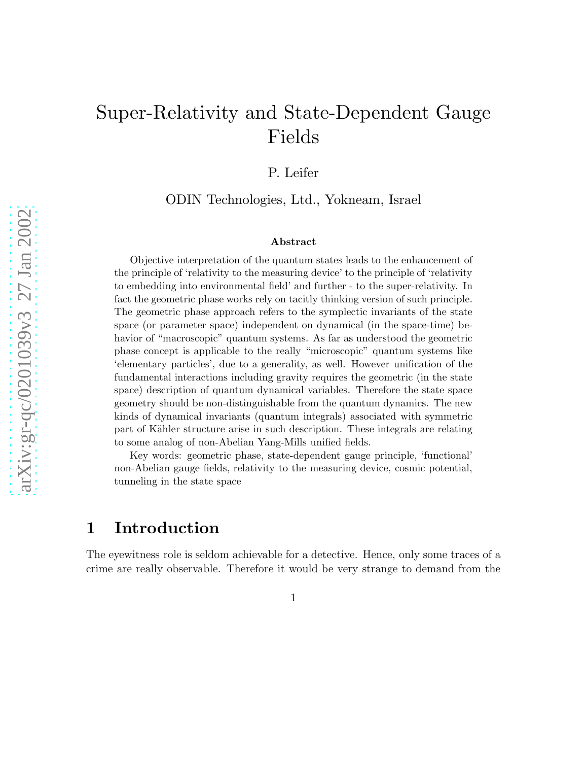# Super-Relativity and State-Dependent Gauge Fields

P. Leifer

ODIN Technologies, Ltd., Yokneam, Israel

arXiv:gr-qc/0201039v3 27 Jan 2002

### Abstract

Objective interpretation of the quantum states leads to the enhancement of the principle of 'relativity to the measuring device' to the principle of 'relativity to embedding into environmental field' and further - to the super-relativity. In fact the geometric phase works rely on tacitly thinking version of such principle. The geometric phase approach refers to the symplectic invariants of the state space (or parameter space) independent on dynamical (in the space-time) behavior of "macroscopic" quantum systems. As far as understood the geometric phase concept is applicable to the really "microscopic" quantum systems like 'elementary particles', due to a generality, as well. However unification of the fundamental interactions including gravity requires the geometric (in the state space) description of quantum dynamical variables. Therefore the state space geometry should be non-distinguishable from the quantum dynamics. The new kinds of dynamical invariants (quantum integrals) associated with symmetric part of Kähler structure arise in such description. These integrals are relating to some analog of non-Abelian Yang-Mills unified fields.

Key words: geometric phase, state-dependent gauge principle, 'functional' non-Abelian gauge fields, relativity to the measuring device, cosmic potential, tunneling in the state space

## 1 Introduction

The eyewitness role is seldom achievable for a detective. Hence, only some traces of a crime are really observable. Therefore it would be very strange to demand from the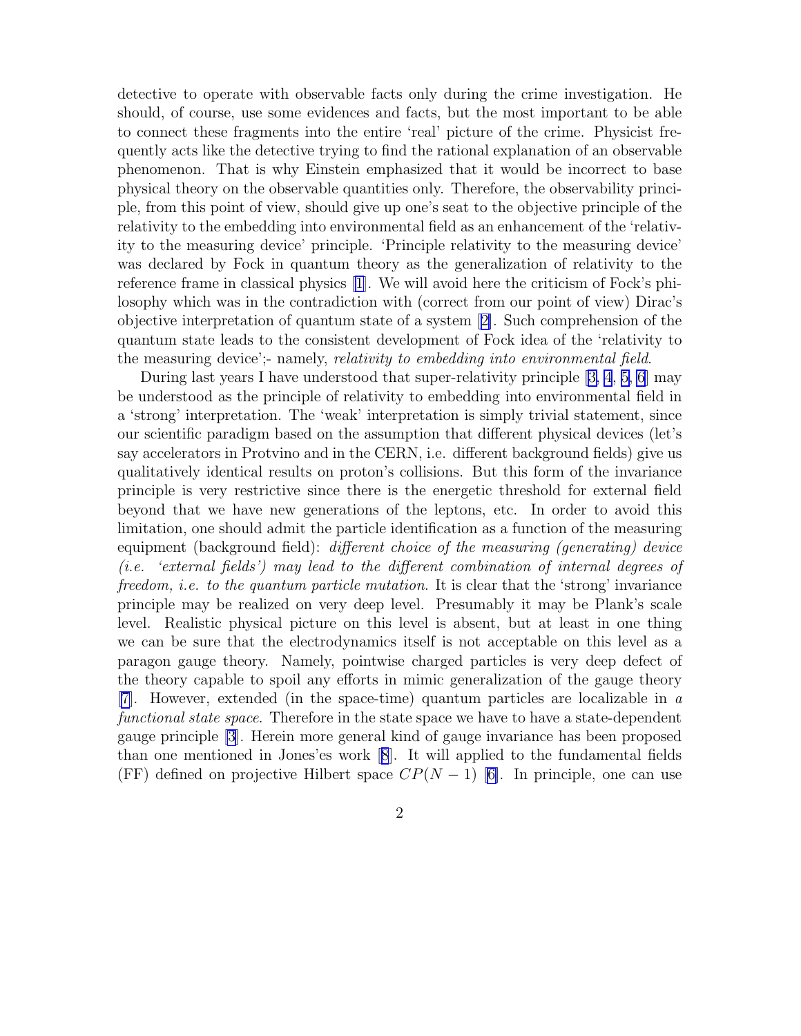detective to operate with observable facts only during the crime investigation. He should, of course, use some evidences and facts, but the most important to be able to connect these fragments into the entire 'real' picture of the crime. Physicist frequently acts like the detective trying to find the rational explanation of an observable phenomenon. That is why Einstein emphasized that it would be incorrect to base physical theory on the observable quantities only. Therefore, the observability principle, from this point of view, should give up one's seat to the objective principle of the relativity to the embedding into environmental field as an enhancement of the 'relativity to the measuring device' principle. 'Principle relativity to the measuring device' was declared by Fock in quantum theory as the generalization of relativity to the reference frame in classical physics [1]. We will avoid here the criticism of Fock's philosophy which was in the contradiction with (correct from our point of view) Dirac's objective interpretation of quantum state of a system [2]. Such comprehension of the quantum state leads to the consistent development of Fock idea of the 'relativity to the measuring device';- namely, *relativity to embedding into environmental field*.

During last years I have understood that super-relativity principle [3, 4, 5, 6] may be understood as the principle of relativity to embedding into environmental field in a 'strong' interpretation. The 'weak' interpretation is simply trivial statement, since our scientific paradigm based on the assumption that different physical devices (let's say accelerators in Protvino and in the CERN, i.e. different background fields) give us qualitatively identical results on proton's collisions. But this form of the invariance principle is very restrictive since there is the energetic threshold for external field beyond that we have new generations of the leptons, etc. In order to avoid this limitation, one should admit the particle identification as a function of the measuring equipment (background field): *different choice of the measuring (generating) device (i.e. 'external fields') may lead to the different combination of internal degrees of freedom, i.e. to the quantum particle mutation*. It is clear that the 'strong' invariance principle may be realized on very deep level. Presumably it may be Plank's scale level. Realistic physical picture on this level is absent, but at least in one thing we can be sure that the electrodynamics itself is not acceptable on this level as a paragon gauge theory. Namely, pointwise charged particles is very deep defect of the theory capable to spoil any efforts in mimic generalization of the gauge theory [7]. However, extended (in the space-time) quantum particles are localizable in *a functional state space*. Therefore in the state space we have to have a state-dependent gauge principle [3]. Herein more general kind of gauge invariance has been proposed than one mentioned in Jones'es work [8]. It will applied to the fundamental fields (FF) defined on projective Hilbert space $CP(N-1)$ [6]. In principle, one can use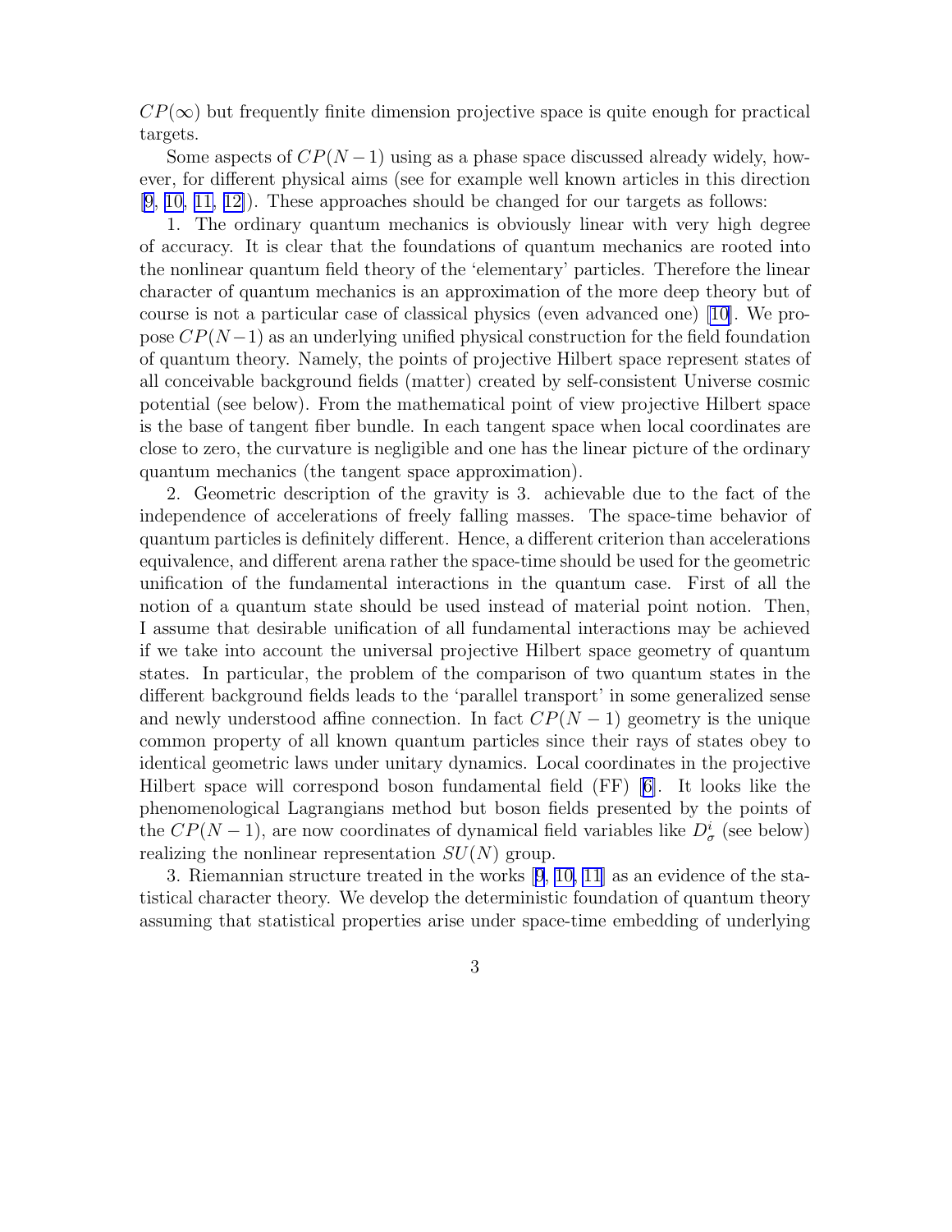$CP(\infty)$ but frequently finite dimension projective space is quite enough for practical targets.

Some aspects of $CP(N-1)$ using as a phase space discussed already widely, however, for different physical aims (see for example well known articles in this direction [9, 10, 11, 12]). These approaches should be changed for our targets as follows:

1. The ordinary quantum mechanics is obviously linear with very high degree of accuracy. It is clear that the foundations of quantum mechanics are rooted into the nonlinear quantum field theory of the 'elementary' particles. Therefore the linear character of quantum mechanics is an approximation of the more deep theory but of course is not a particular case of classical physics (even advanced one) [10]. We propose $CP(N-1)$ as an underlying unified physical construction for the field foundation of quantum theory. Namely, the points of projective Hilbert space represent states of all conceivable background fields (matter) created by self-consistent Universe cosmic potential (see below). From the mathematical point of view projective Hilbert space is the base of tangent fiber bundle. In each tangent space when local coordinates are close to zero, the curvature is negligible and one has the linear picture of the ordinary quantum mechanics (the tangent space approximation).

2. Geometric description of the gravity is 3. achievable due to the fact of the independence of accelerations of freely falling masses. The space-time behavior of quantum particles is definitely different. Hence, a different criterion than accelerations equivalence, and different arena rather the space-time should be used for the geometric unification of the fundamental interactions in the quantum case. First of all the notion of a quantum state should be used instead of material point notion. Then, I assume that desirable unification of all fundamental interactions may be achieved if we take into account the universal projective Hilbert space geometry of quantum states. In particular, the problem of the comparison of two quantum states in the different background fields leads to the 'parallel transport' in some generalized sense and newly understood affine connection. In fact $CP(N-1)$ geometry is the unique common property of all known quantum particles since their rays of states obey to identical geometric laws under unitary dynamics. Local coordinates in the projective Hilbert space will correspond boson fundamental field (FF) [6]. It looks like the phenomenological Lagrangians method but boson fields presented by the points of the $CP(N-1)$, are now coordinates of dynamical field variables like $D^i_\sigma$ (see below) realizing the nonlinear representation $SU(N)$ group.

3. Riemannian structure treated in the works [9, 10, 11] as an evidence of the statistical character theory. We develop the deterministic foundation of quantum theory assuming that statistical properties arise under space-time embedding of underlying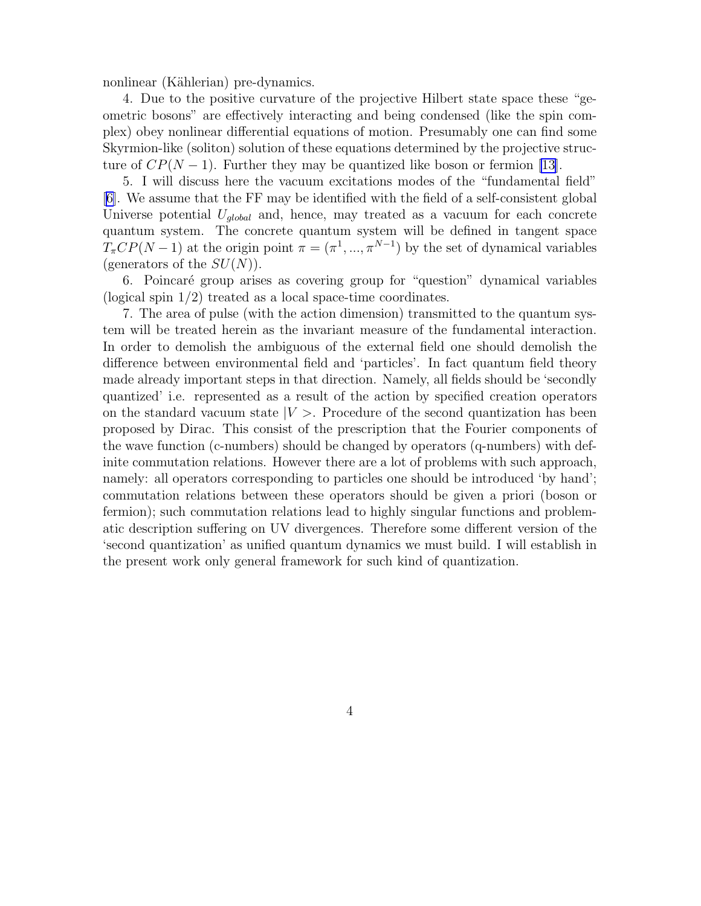nonlinear (Kählerian) pre-dynamics.

4. Due to the positive curvature of the projective Hilbert state space these "geometric bosons" are effectively interacting and being condensed (like the spin complex) obey nonlinear differential equations of motion. Presumably one can find some Skyrmion-like (soliton) solution of these equations determined by the projective structure of $CP(N-1)$. Further they may be quantized like boson or fermion [13].

5. I will discuss here the vacuum excitations modes of the "fundamental field" [6]. We assume that the FF may be identified with the field of a self-consistent global Universe potential $U_{global}$ and, hence, may treated as a vacuum for each concrete quantum system. The concrete quantum system will be defined in tangent space $T_\pi CP(N-1)$ at the origin point $\pi = (\pi^1, ..., \pi^{N-1})$ by the set of dynamical variables (generators of the $SU(N)$).

6. Poincaré group arises as covering group for "question" dynamical variables (logical spin 1/2) treated as a local space-time coordinates.

7. The area of pulse (with the action dimension) transmitted to the quantum system will be treated herein as the invariant measure of the fundamental interaction. In order to demolish the ambiguous of the external field one should demolish the difference between environmental field and 'particles'. In fact quantum field theory made already important steps in that direction. Namely, all fields should be 'secondly quantized' i.e. represented as a result of the action by specified creation operators on the standard vacuum state $|V>$. Procedure of the second quantization has been proposed by Dirac. This consist of the prescription that the Fourier components of the wave function (c-numbers) should be changed by operators (q-numbers) with definite commutation relations. However there are a lot of problems with such approach, namely: all operators corresponding to particles one should be introduced 'by hand'; commutation relations between these operators should be given a priori (boson or fermion); such commutation relations lead to highly singular functions and problematic description suffering on UV divergences. Therefore some different version of the 'second quantization' as unified quantum dynamics we must build. I will establish in the present work only general framework for such kind of quantization.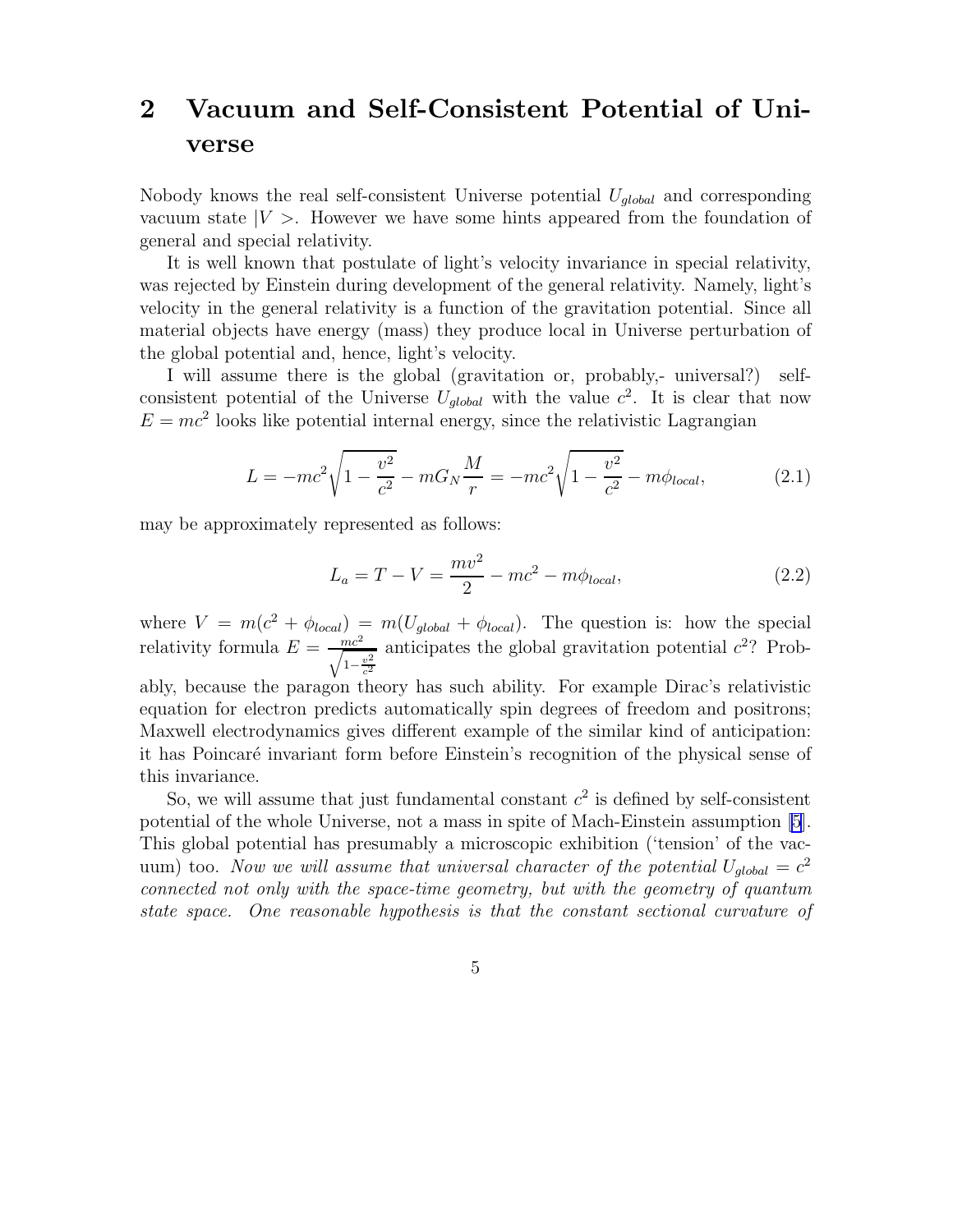## 2 Vacuum and Self-Consistent Potential of Universe

Nobody knows the real self-consistent Universe potential $U_{global}$ and corresponding vacuum state $|V>$. However we have some hints appeared from the foundation of general and special relativity.

It is well known that postulate of light's velocity invariance in special relativity, was rejected by Einstein during development of the general relativity. Namely, light's velocity in the general relativity is a function of the gravitation potential. Since all material objects have energy (mass) they produce local in Universe perturbation of the global potential and, hence, light's velocity.

I will assume there is the global (gravitation or, probably,- universal?) self-consistent potential of the Universe $U_{global}$ with the value $c^2$. It is clear that now $E = mc^2$ looks like potential internal energy, since the relativistic Lagrangian

$$L = -mc^2\sqrt{1 - \frac{v^2}{c^2}} - mG_N\frac{M}{r} = -mc^2\sqrt{1 - \frac{v^2}{c^2}} - m\phi_{local}, \tag{2.1}$$

may be approximately represented as follows:

$$L_a = T - V = \frac{mv^2}{2} - mc^2 - m\phi_{local}, \tag{2.2}$$

where $V = m(c^2 + \phi_{local}) = m(U_{global} + \phi_{local})$. The question is: how the special relativity formula $E = \frac{mc^2}{\sqrt{1-\frac{v^2}{c^2}}}$ anticipates the global gravitation potential $c^2$? Probably, because the paragon theory has such ability. For example Dirac's relativistic equation for electron predicts automatically spin degrees of freedom and positrons; Maxwell electrodynamics gives different example of the similar kind of anticipation: it has Poincaré invariant form before Einstein's recognition of the physical sense of this invariance.

So, we will assume that just fundamental constant $c^2$ is defined by self-consistent potential of the whole Universe, not a mass in spite of Mach-Einstein assumption [5]. This global potential has presumably a microscopic exhibition ('tension' of the vacuum) too. *Now we will assume that universal character of the potential $U_{global} = c^2$ connected not only with the space-time geometry, but with the geometry of quantum state space. One reasonable hypothesis is that the constant sectional curvature of*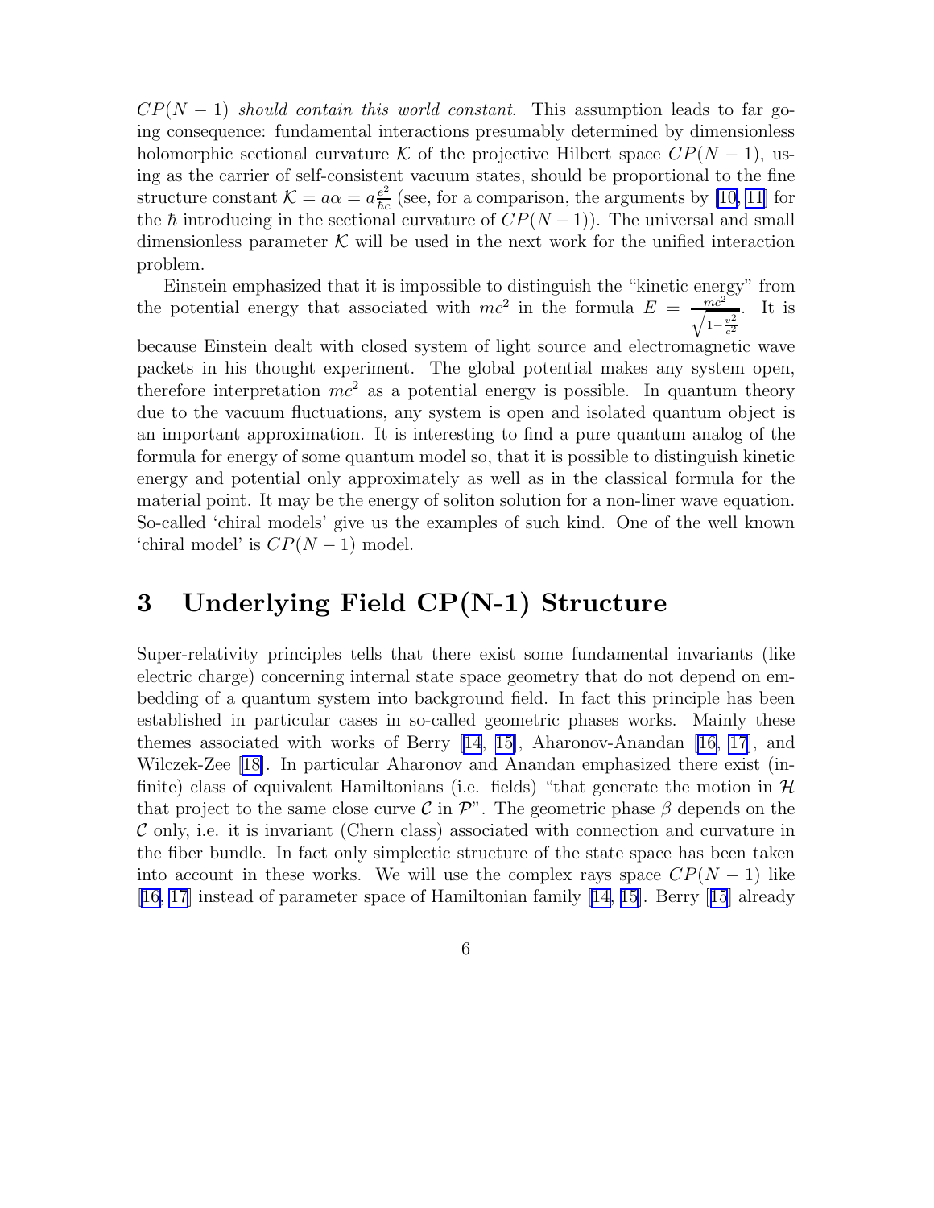$CP(N-1)$ *should contain this world constant.* This assumption leads to far going consequence: fundamental interactions presumably determined by dimensionless holomorphic sectional curvature $\mathcal{K}$ of the projective Hilbert space $CP(N-1)$, using as the carrier of self-consistent vacuum states, should be proportional to the fine structure constant $\mathcal{K} = a\alpha = a\frac{e^2}{\hbar c}$ (see, for a comparison, the arguments by [10, 11] for the $\hbar$ introducing in the sectional curvature of $CP(N-1)$). The universal and small dimensionless parameter $\mathcal{K}$ will be used in the next work for the unified interaction problem.

Einstein emphasized that it is impossible to distinguish the "kinetic energy" from the potential energy that associated with $mc^2$ in the formula $E = \frac{mc^2}{\sqrt{1-\frac{v^2}{c^2}}}$. It is because Einstein dealt with closed system of light source and electromagnetic wave packets in his thought experiment. The global potential makes any system open, therefore interpretation $mc^2$ as a potential energy is possible. In quantum theory due to the vacuum fluctuations, any system is open and isolated quantum object is an important approximation. It is interesting to find a pure quantum analog of the formula for energy of some quantum model so, that it is possible to distinguish kinetic energy and potential only approximately as well as in the classical formula for the material point. It may be the energy of soliton solution for a non-liner wave equation. So-called 'chiral models' give us the examples of such kind. One of the well known 'chiral model' is $CP(N-1)$ model.

# 3 Underlying Field CP(N-1) Structure

Super-relativity principles tells that there exist some fundamental invariants (like electric charge) concerning internal state space geometry that do not depend on embedding of a quantum system into background field. In fact this principle has been established in particular cases in so-called geometric phases works. Mainly these themes associated with works of Berry [14, 15], Aharonov-Anandan [16, 17], and Wilczek-Zee [18]. In particular Aharonov and Anandan emphasized there exist (infinite) class of equivalent Hamiltonians (i.e. fields) "that generate the motion in $\mathcal{H}$ that project to the same close curve $\mathcal{C}$ in $\mathcal{P}$". The geometric phase $\beta$ depends on the $\mathcal{C}$ only, i.e. it is invariant (Chern class) associated with connection and curvature in the fiber bundle. In fact only simplectic structure of the state space has been taken into account in these works. We will use the complex rays space $CP(N-1)$ like [16, 17] instead of parameter space of Hamiltonian family [14, 15]. Berry [15] already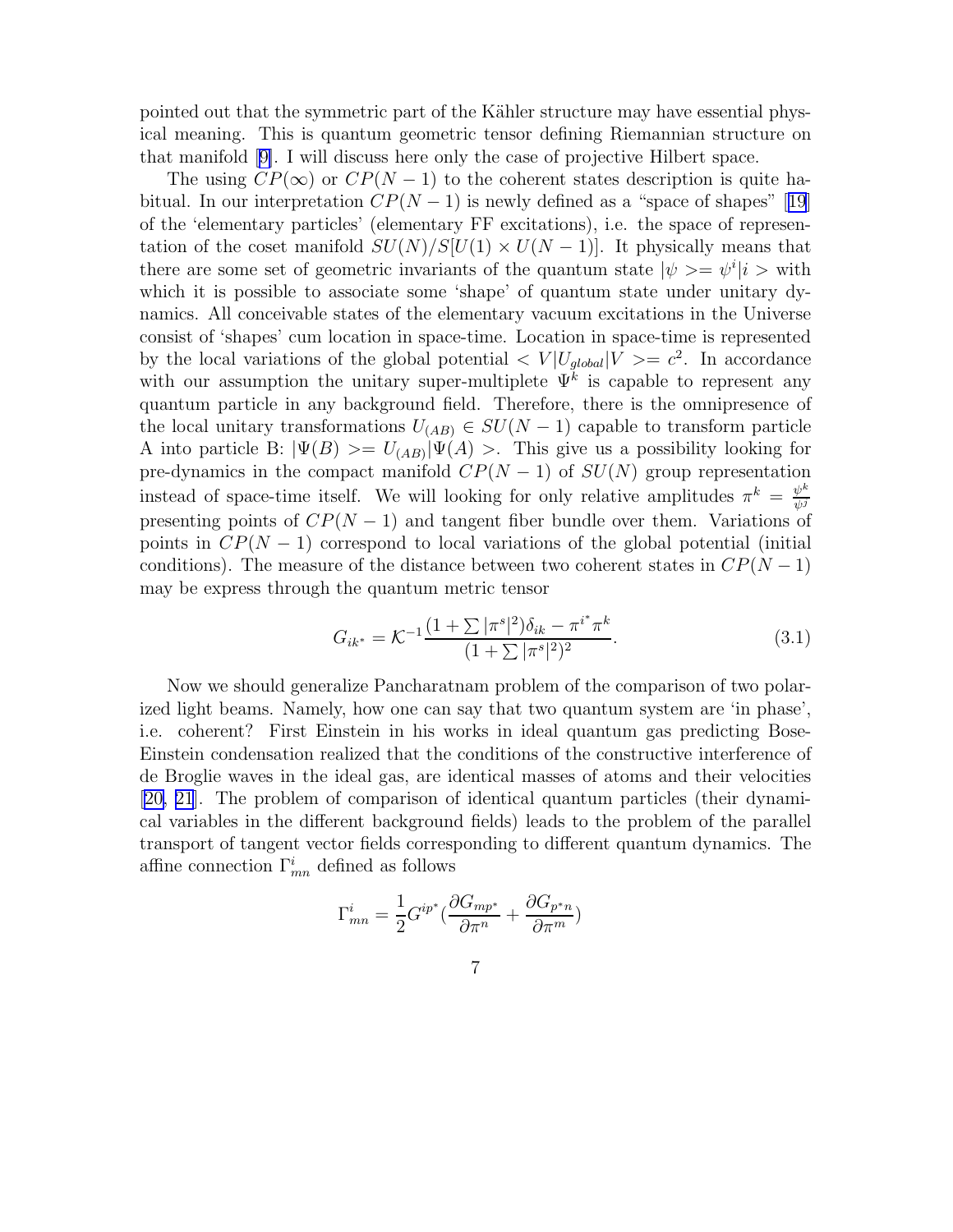pointed out that the symmetric part of the Kähler structure may have essential physical meaning. This is quantum geometric tensor defining Riemannian structure on that manifold [9]. I will discuss here only the case of projective Hilbert space.

The using $CP(\infty)$ or $CP(N-1)$ to the coherent states description is quite habitual. In our interpretation $CP(N-1)$ is newly defined as a "space of shapes" [19] of the 'elementary particles' (elementary FF excitations), i.e. the space of representation of the coset manifold $SU(N)/S[U(1) \times U(N-1)]$. It physically means that there are some set of geometric invariants of the quantum state $|\psi>=\psi^i|i>$ with which it is possible to associate some 'shape' of quantum state under unitary dynamics. All conceivable states of the elementary vacuum excitations in the Universe consist of 'shapes' cum location in space-time. Location in space-time is represented by the local variations of the global potential $<V|U_{global}|V>=c^2$. In accordance with our assumption the unitary super-multiplete $\Psi^k$ is capable to represent any quantum particle in any background field. Therefore, there is the omnipresence of the local unitary transformations $U_{(AB)} \in SU(N-1)$ capable to transform particle A into particle B: $|\Psi(B)>=U_{(AB)}|\Psi(A)>$. This give us a possibility looking for pre-dynamics in the compact manifold $CP(N-1)$ of $SU(N)$ group representation instead of space-time itself. We will looking for only relative amplitudes $\pi^k=\frac{\psi^k}{\psi^j}$ presenting points of $CP(N-1)$ and tangent fiber bundle over them. Variations of points in $CP(N-1)$ correspond to local variations of the global potential (initial conditions). The measure of the distance between two coherent states in $CP(N-1)$ may be express through the quantum metric tensor

$$G_{ik^*}=\mathcal{K}^{-1}\frac{(1+\sum|\pi^s|^2)\delta_{ik}-\pi^{i^*}\pi^k}{(1+\sum|\pi^s|^2)^2}. \tag{3.1}$$

Now we should generalize Pancharatnam problem of the comparison of two polarized light beams. Namely, how one can say that two quantum system are 'in phase', i.e. coherent? First Einstein in his works in ideal quantum gas predicting Bose-Einstein condensation realized that the conditions of the constructive interference of de Broglie waves in the ideal gas, are identical masses of atoms and their velocities [20, 21]. The problem of comparison of identical quantum particles (their dynamical variables in the different background fields) leads to the problem of the parallel transport of tangent vector fields corresponding to different quantum dynamics. The affine connection $\Gamma^i_{mn}$ defined as follows

$$\Gamma^i_{mn}=\frac{1}{2}G^{ip^*}\left(\frac{\partial G_{mp^*}}{\partial \pi^n}+\frac{\partial G_{p^*n}}{\partial \pi^m}\right)$$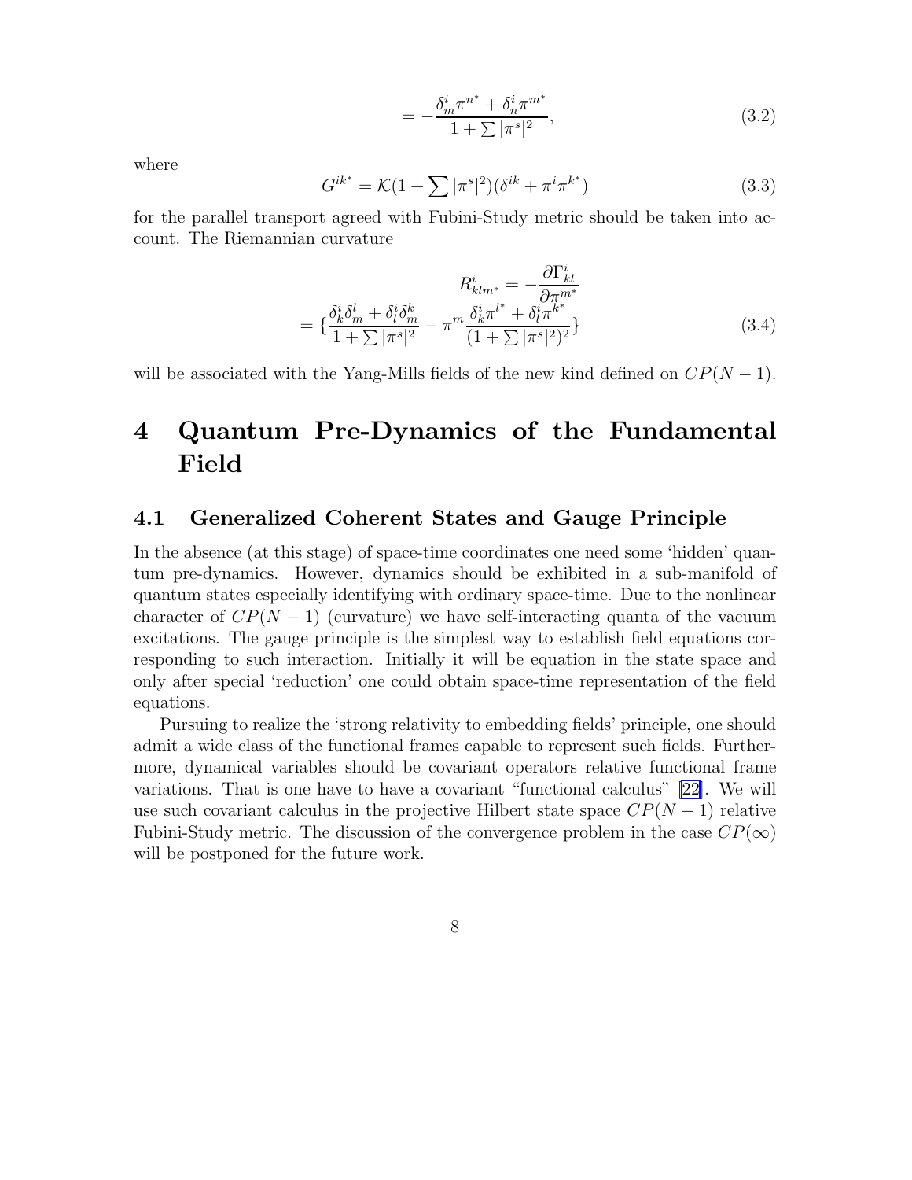$$= -\frac{\delta^i_m \pi^{n^*} + \delta^i_n \pi^{m^*}}{1 + \sum |\pi^s|^2}, \tag{3.2}$$

where

$$G^{ik^*} = \mathcal{K}(1 + \sum |\pi^s|^2)(\delta^{ik} + \pi^i \pi^{k^*}) \tag{3.3}$$

for the parallel transport agreed with Fubini-Study metric should be taken into account. The Riemannian curvature

$$R^i_{klm^*} = -\frac{\partial \Gamma^i_{kl}}{\partial \pi^{m^*}}$$
$$= \{\frac{\delta^i_k \delta^l_m + \delta^i_l \delta^k_m}{1 + \sum |\pi^s|^2} - \pi^m \frac{\delta^i_k \pi^{l^*} + \delta^i_l \pi^{k^*}}{(1 + \sum |\pi^s|^2)^2}\} \tag{3.4}$$

will be associated with the Yang-Mills fields of the new kind defined on $CP(N-1)$.

# 4 Quantum Pre-Dynamics of the Fundamental Field

## 4.1 Generalized Coherent States and Gauge Principle

In the absence (at this stage) of space-time coordinates one need some 'hidden' quantum pre-dynamics. However, dynamics should be exhibited in a sub-manifold of quantum states especially identifying with ordinary space-time. Due to the nonlinear character of $CP(N-1)$ (curvature) we have self-interacting quanta of the vacuum excitations. The gauge principle is the simplest way to establish field equations corresponding to such interaction. Initially it will be equation in the state space and only after special 'reduction' one could obtain space-time representation of the field equations.

Pursuing to realize the 'strong relativity to embedding fields' principle, one should admit a wide class of the functional frames capable to represent such fields. Furthermore, dynamical variables should be covariant operators relative functional frame variations. That is one have to have a covariant "functional calculus" [22]. We will use such covariant calculus in the projective Hilbert state space $CP(N-1)$ relative Fubini-Study metric. The discussion of the convergence problem in the case $CP(\infty)$ will be postponed for the future work.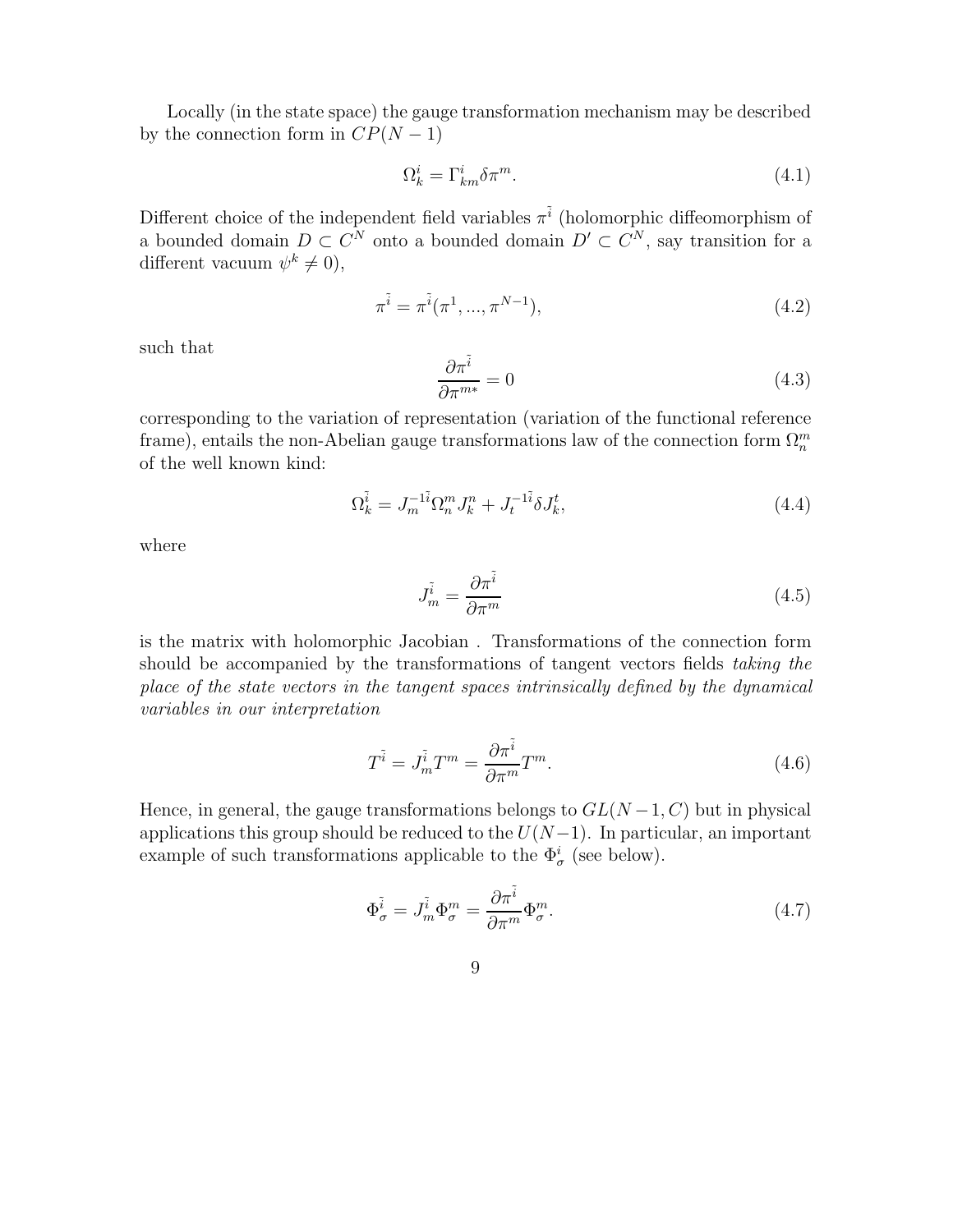Locally (in the state space) the gauge transformation mechanism may be described by the connection form in $CP(N-1)$

$$\Omega^i_k = \Gamma^i_{km}\delta\pi^m. \tag{4.1}$$

Different choice of the independent field variables $\pi^{\tilde{i}}$ (holomorphic diffeomorphism of a bounded domain $D \subset C^N$ onto a bounded domain $D' \subset C^N$, say transition for a different vacuum $\psi^k \neq 0$),

$$\pi^{\tilde{i}} = \pi^{\tilde{i}}(\pi^1, ..., \pi^{N-1}), \tag{4.2}$$

such that

$$\frac{\partial \pi^{\tilde{i}}}{\partial \pi^{m*}} = 0 \tag{4.3}$$

corresponding to the variation of representation (variation of the functional reference frame), entails the non-Abelian gauge transformations law of the connection form $\Omega^m_n$ of the well known kind:

$$\Omega^{\tilde{i}}_k = J^{-1\tilde{i}}_m \Omega^m_n J^n_k + J^{-1\tilde{i}}_t \delta J^t_k, \tag{4.4}$$

where

$$J^{\tilde{i}}_m = \frac{\partial \pi^{\tilde{i}}}{\partial \pi^m} \tag{4.5}$$

is the matrix with holomorphic Jacobian . Transformations of the connection form should be accompanied by the transformations of tangent vectors fields *taking the place of the state vectors in the tangent spaces intrinsically defined by the dynamical variables in our interpretation*

$$T^{\tilde{i}} = J^{\tilde{i}}_m T^m = \frac{\partial \pi^{\tilde{i}}}{\partial \pi^m} T^m. \tag{4.6}$$

Hence, in general, the gauge transformations belongs to $GL(N-1, C)$ but in physical applications this group should be reduced to the $U(N-1)$. In particular, an important example of such transformations applicable to the $\Phi^i_\sigma$ (see below).

$$\Phi^{\tilde{i}}_\sigma = J^{\tilde{i}}_m \Phi^m_\sigma = \frac{\partial \pi^{\tilde{i}}}{\partial \pi^m} \Phi^m_\sigma. \tag{4.7}$$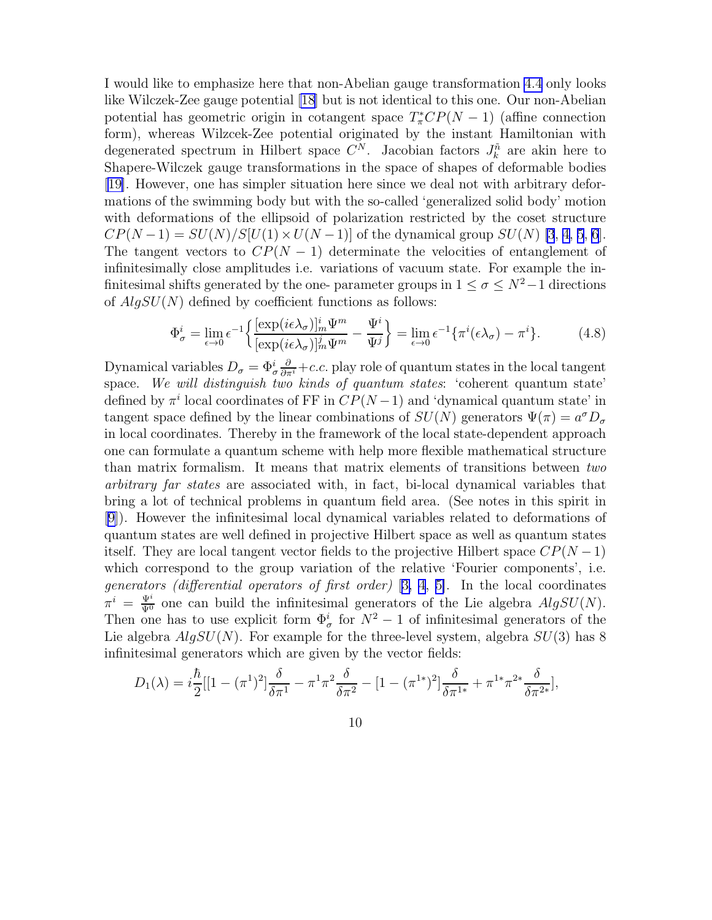I would like to emphasize here that non-Abelian gauge transformation 4.4 only looks like Wilczek-Zee gauge potential [18] but is not identical to this one. Our non-Abelian potential has geometric origin in cotangent space $T^*_\pi CP(N-1)$ (affine connection form), whereas Wilczek-Zee potential originated by the instant Hamiltonian with degenerated spectrum in Hilbert space $C^N$. Jacobian factors $J^{\tilde{n}}_k$ are akin here to Shapere-Wilczek gauge transformations in the space of shapes of deformable bodies [19]. However, one has simpler situation here since we deal not with arbitrary deformations of the swimming body but with the so-called 'generalized solid body' motion with deformations of the ellipsoid of polarization restricted by the coset structure $CP(N-1) = SU(N)/S[U(1) \times U(N-1)]$ of the dynamical group $SU(N)$ [3, 4, 5, 6]. The tangent vectors to $CP(N-1)$ determinate the velocities of entanglement of infinitesimally close amplitudes i.e. variations of vacuum state. For example the infinitesimal shifts generated by the one- parameter groups in $1 \leq \sigma \leq N^2-1$ directions of $AlgSU(N)$ defined by coefficient functions as follows:

$$\Phi^i_\sigma = \lim_{\epsilon \to 0} \epsilon^{-1} \left\{ \frac{[\exp(i\epsilon\lambda_\sigma)]^i_m \Psi^m}{[\exp(i\epsilon\lambda_\sigma)]^j_m \Psi^m} - \frac{\Psi^i}{\Psi^j} \right\} = \lim_{\epsilon \to 0} \epsilon^{-1} \{ \pi^i(\epsilon\lambda_\sigma) - \pi^i \}. \tag{4.8}$$

Dynamical variables $D_\sigma = \Phi^i_\sigma \frac{\partial}{\partial \pi^i} + c.c.$ play role of quantum states in the local tangent space. *We will distinguish two kinds of quantum states*: 'coherent quantum state' defined by $\pi^i$ local coordinates of FF in $CP(N-1)$ and 'dynamical quantum state' in tangent space defined by the linear combinations of $SU(N)$ generators $\Psi(\pi) = a^\sigma D_\sigma$ in local coordinates. Thereby in the framework of the local state-dependent approach one can formulate a quantum scheme with help more flexible mathematical structure than matrix formalism. It means that matrix elements of transitions between *two arbitrary far states* are associated with, in fact, bi-local dynamical variables that bring a lot of technical problems in quantum field area. (See notes in this spirit in [9]). However the infinitesimal local dynamical variables related to deformations of quantum states are well defined in projective Hilbert space as well as quantum states itself. They are local tangent vector fields to the projective Hilbert space $CP(N-1)$ which correspond to the group variation of the relative 'Fourier components', i.e. *generators (differential operators of first order)* [3, 4, 5]. In the local coordinates $\pi^i = \frac{\Psi^i}{\Psi^0}$ one can build the infinitesimal generators of the Lie algebra $AlgSU(N)$. Then one has to use explicit form $\Phi^i_\sigma$ for $N^2-1$ of infinitesimal generators of the Lie algebra $AlgSU(N)$. For example for the three-level system, algebra $SU(3)$ has 8 infinitesimal generators which are given by the vector fields:

$$D_1(\lambda) = i\frac{\hbar}{2}[[1-(\pi^1)^2]\frac{\delta}{\delta\pi^1} - \pi^1\pi^2\frac{\delta}{\delta\pi^2} - [1-(\pi^{1*})^2]\frac{\delta}{\delta\pi^{1*}} + \pi^{1*}\pi^{2*}\frac{\delta}{\delta\pi^{2*}}],$$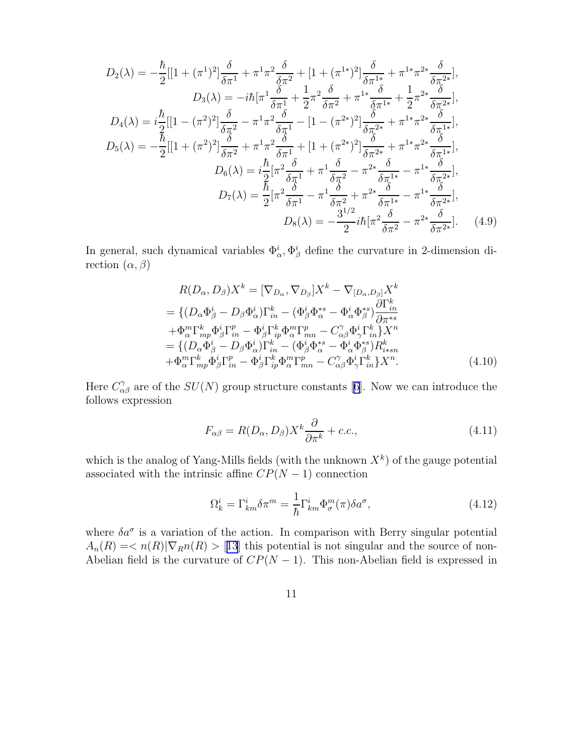$$D_2(\lambda) = -\frac{\hbar}{2}[[1+(\pi^1)^2]\frac{\delta}{\delta\pi^1} + \pi^1\pi^2\frac{\delta}{\delta\pi^2} + [1+(\pi^{1*})^2]\frac{\delta}{\delta\pi^{1*}} + \pi^{1*}\pi^{2*}\frac{\delta}{\delta\pi^{2*}}],$$

$$D_3(\lambda) = -i\hbar[\pi^1\frac{\delta}{\delta\pi^1} + \frac{1}{2}\pi^2\frac{\delta}{\delta\pi^2} + \pi^{1*}\frac{\delta}{\delta\pi^{1*}} + \frac{1}{2}\pi^{2*}\frac{\delta}{\delta\pi^{2*}}],$$

$$D_4(\lambda) = i\frac{\hbar}{2}[[1-(\pi^2)^2]\frac{\delta}{\delta\pi^2} - \pi^1\pi^2\frac{\delta}{\delta\pi^1} - [1-(\pi^{2*})^2]\frac{\delta}{\delta\pi^{2*}} + \pi^{1*}\pi^{2*}\frac{\delta}{\delta\pi^{1*}}],$$

$$D_5(\lambda) = -\frac{\hbar}{2}[[1+(\pi^2)^2]\frac{\delta}{\delta\pi^2} + \pi^1\pi^2\frac{\delta}{\delta\pi^1} + [1+(\pi^{2*})^2]\frac{\delta}{\delta\pi^{2*}} + \pi^{1*}\pi^{2*}\frac{\delta}{\delta\pi^{1*}}],$$

$$D_6(\lambda) = i\frac{\hbar}{2}[\pi^2\frac{\delta}{\delta\pi^1} + \pi^1\frac{\delta}{\delta\pi^2} - \pi^{2*}\frac{\delta}{\delta\pi^{1*}} - \pi^{1*}\frac{\delta}{\delta\pi^{2*}}],$$

$$D_7(\lambda) = \frac{\hbar}{2}[\pi^2\frac{\delta}{\delta\pi^1} - \pi^1\frac{\delta}{\delta\pi^2} + \pi^{2*}\frac{\delta}{\delta\pi^{1*}} - \pi^{1*}\frac{\delta}{\delta\pi^{2*}}],$$

$$D_8(\lambda) = -\frac{3^{1/2}}{2}i\hbar[\pi^2\frac{\delta}{\delta\pi^2} - \pi^{2*}\frac{\delta}{\delta\pi^{2*}}]. \qquad (4.9)$$

In general, such dynamical variables $\Phi^i_\alpha, \Phi^i_\beta$ define the curvature in 2-dimension direction $(\alpha, \beta)$

$$\begin{aligned}
&R(D_\alpha, D_\beta)X^k = [\nabla_{D_\alpha}, \nabla_{D_\beta}]X^k - \nabla_{[D_\alpha, D_\beta]}X^k \\
&= \{(D_\alpha\Phi^i_\beta - D_\beta\Phi^i_\alpha)\Gamma^k_{in} - (\Phi^i_\beta\Phi^{*s}_\alpha - \Phi^i_\alpha\Phi^{*s}_\beta)\frac{\partial\Gamma^k_{in}}{\partial\pi^{*s}} \\
&+\Phi^m_\alpha\Gamma^k_{mp}\Phi^i_\beta\Gamma^p_{in} - \Phi^i_\beta\Gamma^k_{ip}\Phi^m_\alpha\Gamma^p_{mn} - C^\gamma_{\alpha\beta}\Phi^i_\gamma\Gamma^k_{in}\}X^n \\
&= \{(D_\alpha\Phi^i_\beta - D_\beta\Phi^i_\alpha)\Gamma^k_{in} - (\Phi^i_\beta\Phi^{*s}_\alpha - \Phi^i_\alpha\Phi^{*s}_\beta)R^k_{i*sn} \\
&+\Phi^m_\alpha\Gamma^k_{mp}\Phi^i_\beta\Gamma^p_{in} - \Phi^i_\beta\Gamma^k_{ip}\Phi^m_\alpha\Gamma^p_{mn} - C^\gamma_{\alpha\beta}\Phi^i_\gamma\Gamma^k_{in}\}X^n. \qquad (4.10)
\end{aligned}$$

Here $C^\gamma_{\alpha\beta}$ are of the $SU(N)$ group structure constants [6]. Now we can introduce the follows expression

$$F_{\alpha\beta} = R(D_\alpha, D_\beta)X^k\frac{\partial}{\partial\pi^k} + c.c., \qquad (4.11)$$

which is the analog of Yang-Mills fields (with the unknown $X^k$) of the gauge potential associated with the intrinsic affine $CP(N-1)$ connection

$$\Omega^i_k = \Gamma^i_{km}\delta\pi^m = \frac{1}{\hbar}\Gamma^i_{km}\Phi^m_\sigma(\pi)\delta a^\sigma, \qquad (4.12)$$

where $\delta a^\sigma$ is a variation of the action. In comparison with Berry singular potential $A_n(R) = <n(R)|\nabla_R n(R)>$ [13] this potential is not singular and the source of non-Abelian field is the curvature of $CP(N-1)$. This non-Abelian field is expressed in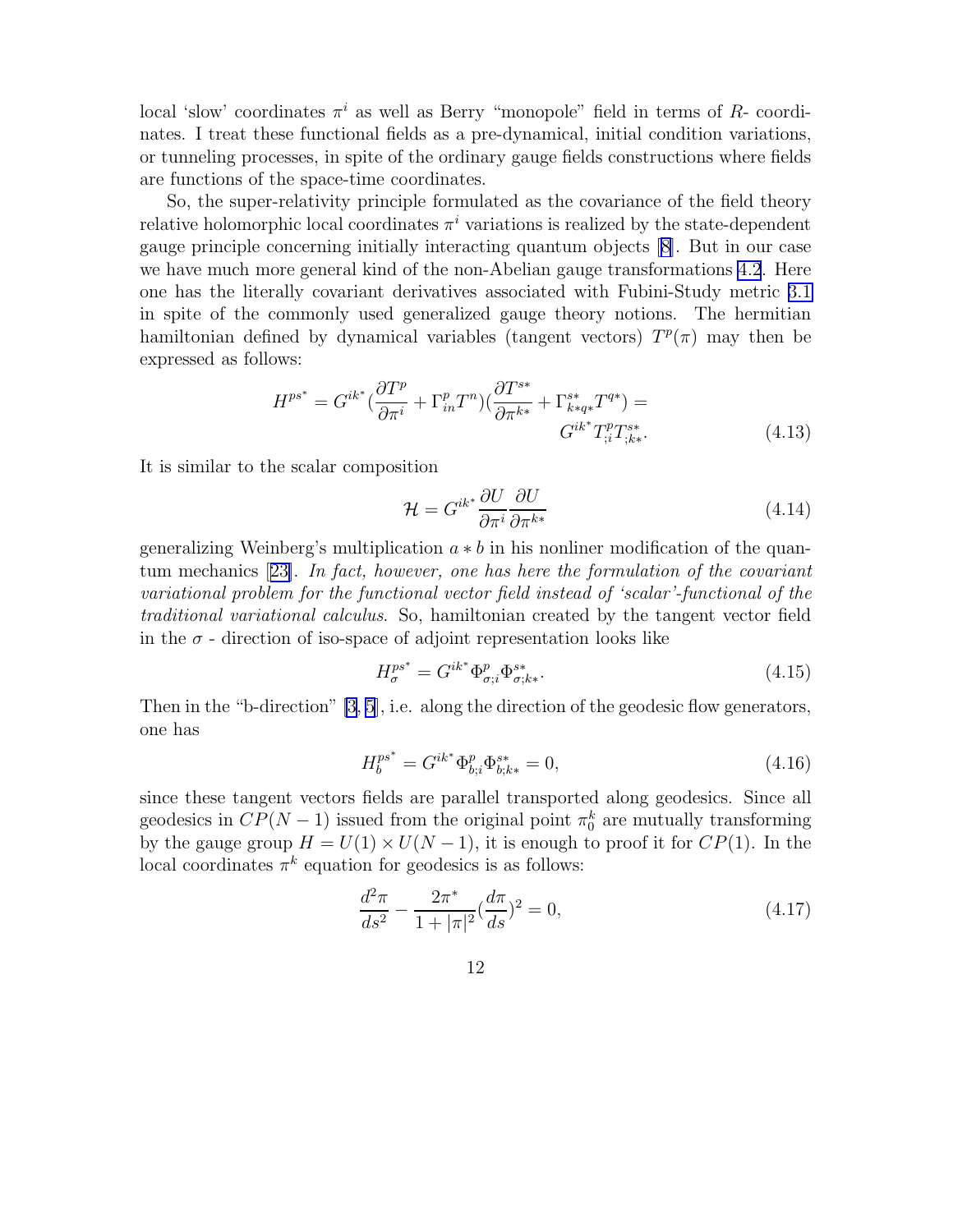local 'slow' coordinates $\pi^i$ as well as Berry "monopole" field in terms of $R$- coordinates. I treat these functional fields as a pre-dynamical, initial condition variations, or tunneling processes, in spite of the ordinary gauge fields constructions where fields are functions of the space-time coordinates.

So, the super-relativity principle formulated as the covariance of the field theory relative holomorphic local coordinates $\pi^i$ variations is realized by the state-dependent gauge principle concerning initially interacting quantum objects [8]. But in our case we have much more general kind of the non-Abelian gauge transformations 4.2. Here one has the literally covariant derivatives associated with Fubini-Study metric 3.1 in spite of the commonly used generalized gauge theory notions. The hermitian hamiltonian defined by dynamical variables (tangent vectors) $T^p(\pi)$ may then be expressed as follows:

$$H^{ps^*} = G^{ik^*}(\frac{\partial T^p}{\partial \pi^i} + \Gamma^p_{in}T^n)(\frac{\partial T^{s*}}{\partial \pi^{k*}} + \Gamma^{s*}_{k*q*}T^{q*}) = G^{ik^*}T^p_{;i}T^{s*}_{;k*}. \tag{4.13}$$

It is similar to the scalar composition

$$\mathcal{H} = G^{ik^*}\frac{\partial U}{\partial \pi^i}\frac{\partial U}{\partial \pi^{k*}} \tag{4.14}$$

generalizing Weinberg's multiplication $a * b$ in his nonliner modification of the quantum mechanics [23]. *In fact, however, one has here the formulation of the covariant variational problem for the functional vector field instead of 'scalar'-functional of the traditional variational calculus.* So, hamiltonian created by the tangent vector field in the $\sigma$ - direction of iso-space of adjoint representation looks like

$$H^{ps^*}_\sigma = G^{ik^*}\Phi^p_{\sigma;i}\Phi^{s*}_{\sigma;k*}. \tag{4.15}$$

Then in the "b-direction" [3, 5], i.e. along the direction of the geodesic flow generators, one has

$$H^{ps^*}_b = G^{ik^*}\Phi^p_{b;i}\Phi^{s*}_{b;k*} = 0, \tag{4.16}$$

since these tangent vectors fields are parallel transported along geodesics. Since all geodesics in $CP(N-1)$ issued from the original point $\pi^k_0$ are mutually transforming by the gauge group $H = U(1) \times U(N-1)$, it is enough to proof it for $CP(1)$. In the local coordinates $\pi^k$ equation for geodesics is as follows:

$$\frac{d^2\pi}{ds^2} - \frac{2\pi^*}{1+|\pi|^2}(\frac{d\pi}{ds})^2 = 0, \tag{4.17}$$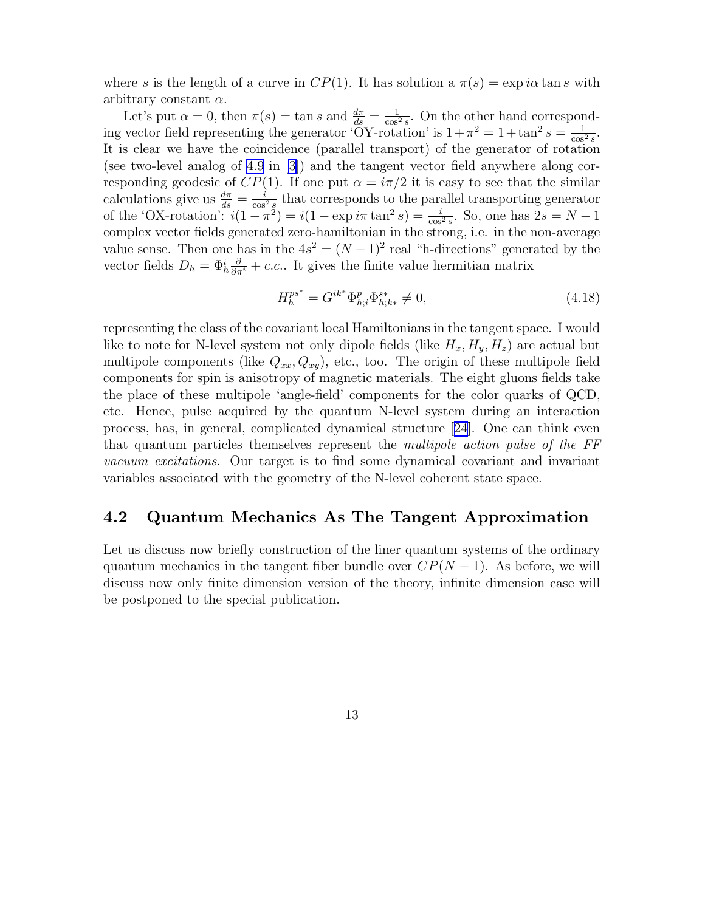where $s$ is the length of a curve in $CP(1)$. It has solution a $\pi(s) = \exp i\alpha \tan s$ with arbitrary constant $\alpha$.

Let's put $\alpha = 0$, then $\pi(s) = \tan s$ and $\frac{d\pi}{ds} = \frac{1}{\cos^2 s}$. On the other hand corresponding vector field representing the generator 'OY-rotation' is $1+\pi^2 = 1+\tan^2 s = \frac{1}{\cos^2 s}$. It is clear we have the coincidence (parallel transport) of the generator of rotation (see two-level analog of 4.9 in [3]) and the tangent vector field anywhere along corresponding geodesic of $CP(1)$. If one put $\alpha = i\pi/2$ it is easy to see that the similar calculations give us $\frac{d\pi}{ds} = \frac{i}{\cos^2 s}$ that corresponds to the parallel transporting generator of the 'OX-rotation': $i(1-\pi^2) = i(1-\exp i\pi \tan^2 s) = \frac{i}{\cos^2 s}$. So, one has $2s = N-1$ complex vector fields generated zero-hamiltonian in the strong, i.e. in the non-average value sense. Then one has in the $4s^2 = (N-1)^2$ real "h-directions" generated by the vector fields $D_h = \Phi^i_h \frac{\partial}{\partial \pi^i} + c.c.$. It gives the finite value hermitian matrix

$$H^{ps^*}_h = G^{ik^*} \Phi^p_{h;i} \Phi^{s*}_{h;k*} \neq 0, \tag{4.18}$$

representing the class of the covariant local Hamiltonians in the tangent space. I would like to note for N-level system not only dipole fields (like $H_x, H_y, H_z$) are actual but multipole components (like $Q_{xx}, Q_{xy}$), etc., too. The origin of these multipole field components for spin is anisotropy of magnetic materials. The eight gluons fields take the place of these multipole 'angle-field' components for the color quarks of QCD, etc. Hence, pulse acquired by the quantum N-level system during an interaction process, has, in general, complicated dynamical structure [24]. One can think even that quantum particles themselves represent the *multipole action pulse of the FF vacuum excitations*. Our target is to find some dynamical covariant and invariant variables associated with the geometry of the N-level coherent state space.

## 4.2 Quantum Mechanics As The Tangent Approximation

Let us discuss now briefly construction of the liner quantum systems of the ordinary quantum mechanics in the tangent fiber bundle over $CP(N-1)$. As before, we will discuss now only finite dimension version of the theory, infinite dimension case will be postponed to the special publication.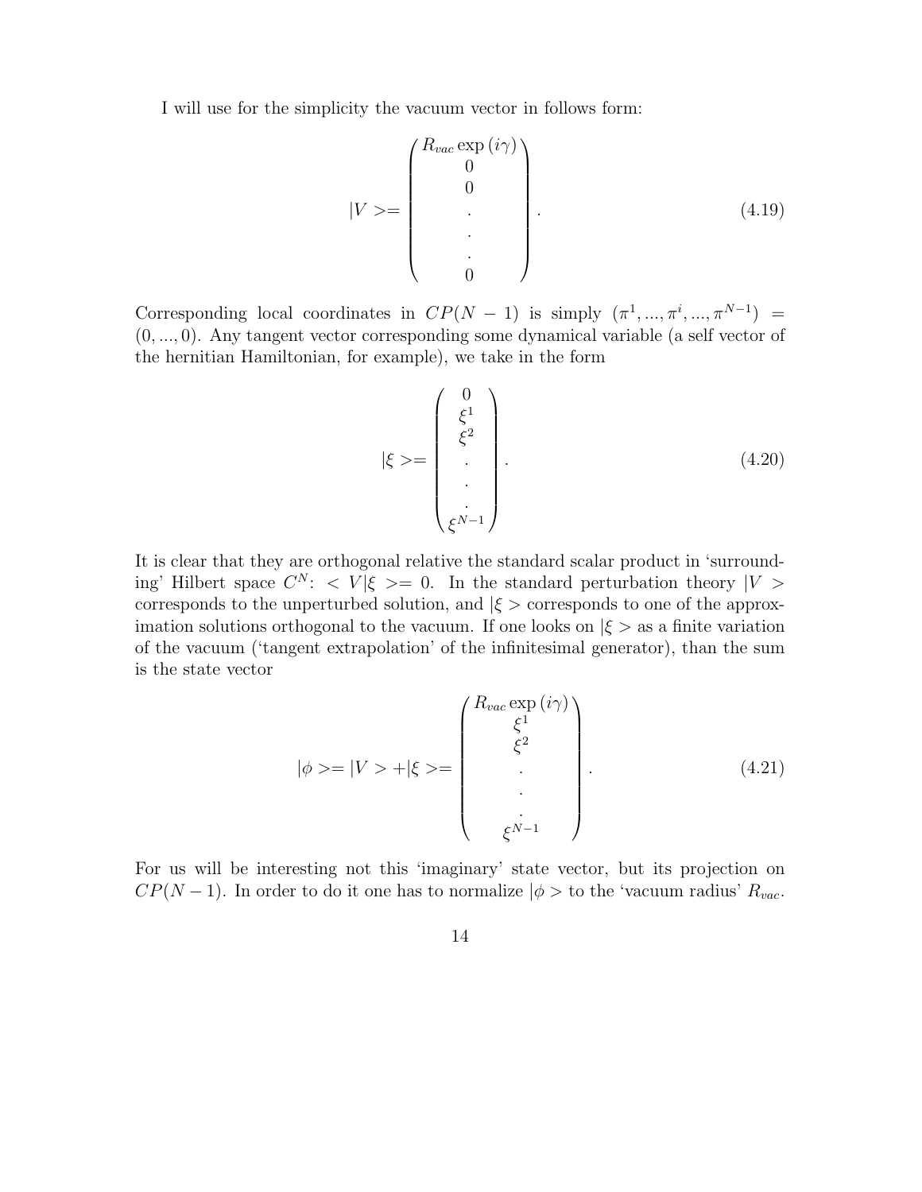I will use for the simplicity the vacuum vector in follows form:

$$
|V>=\begin{pmatrix} R_{vac}\exp{(i\gamma)} \\ 0 \\ 0 \\ . \\ . \\ . \\ 0 \end{pmatrix}. \tag{4.19}
$$

Corresponding local coordinates in $CP(N-1)$ is simply $(\pi^1, ..., \pi^i, ..., \pi^{N-1}) = (0, ..., 0)$. Any tangent vector corresponding some dynamical variable (a self vector of the hernitian Hamiltonian, for example), we take in the form

$$
|\xi>=\begin{pmatrix} 0 \\ \xi^1 \\ \xi^2 \\ . \\ . \\ . \\ \xi^{N-1} \end{pmatrix}. \tag{4.20}
$$

It is clear that they are orthogonal relative the standard scalar product in 'surrounding' Hilbert space $C^N$: $<V|\xi>=0$. In the standard perturbation theory $|V>$ corresponds to the unperturbed solution, and $|\xi>$ corresponds to one of the approximation solutions orthogonal to the vacuum. If one looks on $|\xi>$ as a finite variation of the vacuum ('tangent extrapolation' of the infinitesimal generator), than the sum is the state vector

$$
|\phi>=|V>+|\xi>=\begin{pmatrix} R_{vac}\exp{(i\gamma)} \\ \xi^1 \\ \xi^2 \\ . \\ . \\ . \\ \xi^{N-1} \end{pmatrix}. \tag{4.21}
$$

For us will be interesting not this 'imaginary' state vector, but its projection on $CP(N-1)$. In order to do it one has to normalize $|\phi>$ to the 'vacuum radius' $R_{vac}$.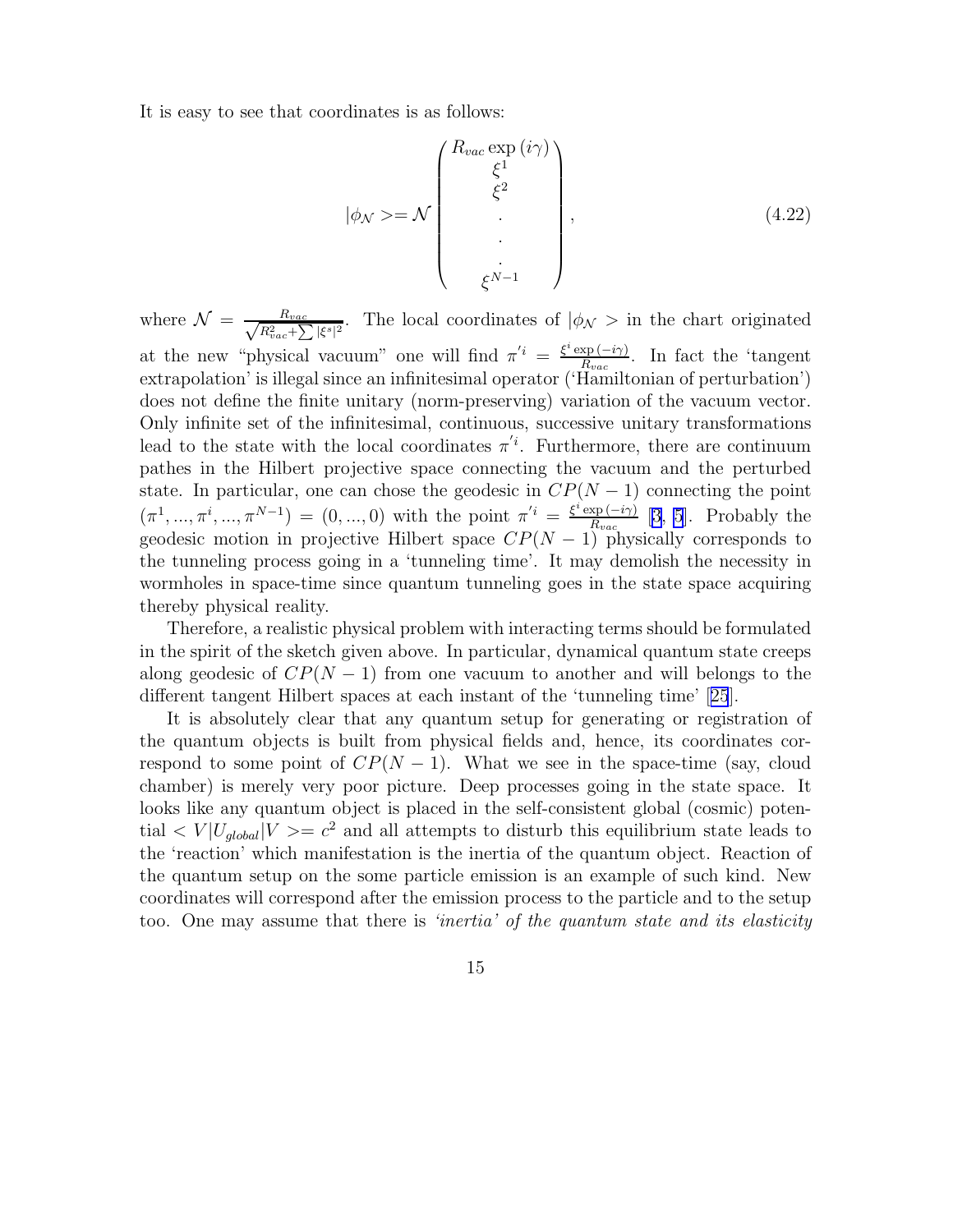It is easy to see that coordinates is as follows:

$$
|\phi_{\mathcal{N}}> = \mathcal{N} \begin{pmatrix} R_{vac} \exp(i\gamma) \\ \xi^1 \\ \xi^2 \\ . \\ . \\ . \\ \xi^{N-1} \end{pmatrix}, \tag{4.22}
$$

where $\mathcal{N} = \frac{R_{vac}}{\sqrt{R_{vac}^2 + \sum |\xi^s|^2}}$. The local coordinates of $|\phi_{\mathcal{N}}>$ in the chart originated at the new "physical vacuum" one will find $\pi'^i = \frac{\xi^i \exp(-i\gamma)}{R_{vac}}$. In fact the 'tangent extrapolation' is illegal since an infinitesimal operator ('Hamiltonian of perturbation') does not define the finite unitary (norm-preserving) variation of the vacuum vector. Only infinite set of the infinitesimal, continuous, successive unitary transformations lead to the state with the local coordinates $\pi'^i$. Furthermore, there are continuum pathes in the Hilbert projective space connecting the vacuum and the perturbed state. In particular, one can chose the geodesic in $CP(N-1)$ connecting the point $(\pi^1, ..., \pi^i, ..., \pi^{N-1}) = (0, ..., 0)$ with the point $\pi'^i = \frac{\xi^i \exp(-i\gamma)}{R_{vac}}$ [3, 5]. Probably the geodesic motion in projective Hilbert space $CP(N-1)$ physically corresponds to the tunneling process going in a 'tunneling time'. It may demolish the necessity in wormholes in space-time since quantum tunneling goes in the state space acquiring thereby physical reality.

Therefore, a realistic physical problem with interacting terms should be formulated in the spirit of the sketch given above. In particular, dynamical quantum state creeps along geodesic of $CP(N-1)$ from one vacuum to another and will belongs to the different tangent Hilbert spaces at each instant of the 'tunneling time' [25].

It is absolutely clear that any quantum setup for generating or registration of the quantum objects is built from physical fields and, hence, its coordinates correspond to some point of $CP(N-1)$. What we see in the space-time (say, cloud chamber) is merely very poor picture. Deep processes going in the state space. It looks like any quantum object is placed in the self-consistent global (cosmic) potential $<V|U_{global}|V> = c^2$ and all attempts to disturb this equilibrium state leads to the 'reaction' which manifestation is the inertia of the quantum object. Reaction of the quantum setup on the some particle emission is an example of such kind. New coordinates will correspond after the emission process to the particle and to the setup too. One may assume that there is *'inertia' of the quantum state and its elasticity*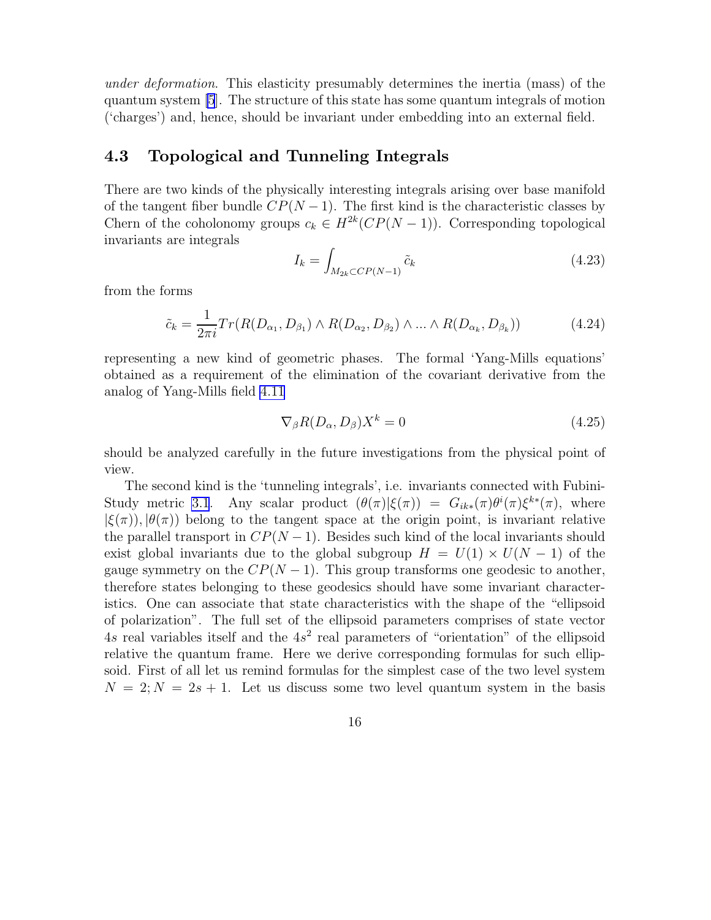*under deformation*. This elasticity presumably determines the inertia (mass) of the quantum system [5]. The structure of this state has some quantum integrals of motion ('charges') and, hence, should be invariant under embedding into an external field.

### 4.3 Topological and Tunneling Integrals

There are two kinds of the physically interesting integrals arising over base manifold of the tangent fiber bundle $CP(N-1)$. The first kind is the characteristic classes by Chern of the coholonomy groups $c_k \in H^{2k}(CP(N-1))$. Corresponding topological invariants are integrals

$$I_k = \int_{M_{2k} \subset CP(N-1)} \tilde{c}_k \tag{4.23}$$

from the forms

$$\tilde{c}_k = \frac{1}{2\pi i} Tr(R(D_{\alpha_1}, D_{\beta_1}) \wedge R(D_{\alpha_2}, D_{\beta_2}) \wedge ... \wedge R(D_{\alpha_k}, D_{\beta_k})) \tag{4.24}$$

representing a new kind of geometric phases. The formal 'Yang-Mills equations' obtained as a requirement of the elimination of the covariant derivative from the analog of Yang-Mills field 4.11

$$\nabla_\beta R(D_\alpha, D_\beta) X^k = 0 \tag{4.25}$$

should be analyzed carefully in the future investigations from the physical point of view.

The second kind is the 'tunneling integrals', i.e. invariants connected with Fubini-Study metric 3.1. Any scalar product $(\theta(\pi)|\xi(\pi)) = G_{ik*}(\pi)\theta^i(\pi)\xi^{k*}(\pi)$, where $|\xi(\pi)), |\theta(\pi))$ belong to the tangent space at the origin point, is invariant relative the parallel transport in $CP(N-1)$. Besides such kind of the local invariants should exist global invariants due to the global subgroup $H = U(1) \times U(N-1)$ of the gauge symmetry on the $CP(N-1)$. This group transforms one geodesic to another, therefore states belonging to these geodesics should have some invariant characteristics. One can associate that state characteristics with the shape of the "ellipsoid of polarization". The full set of the ellipsoid parameters comprises of state vector $4s$ real variables itself and the $4s^2$ real parameters of "orientation" of the ellipsoid relative the quantum frame. Here we derive corresponding formulas for such ellipsoid. First of all let us remind formulas for the simplest case of the two level system $N = 2; N = 2s + 1$. Let us discuss some two level quantum system in the basis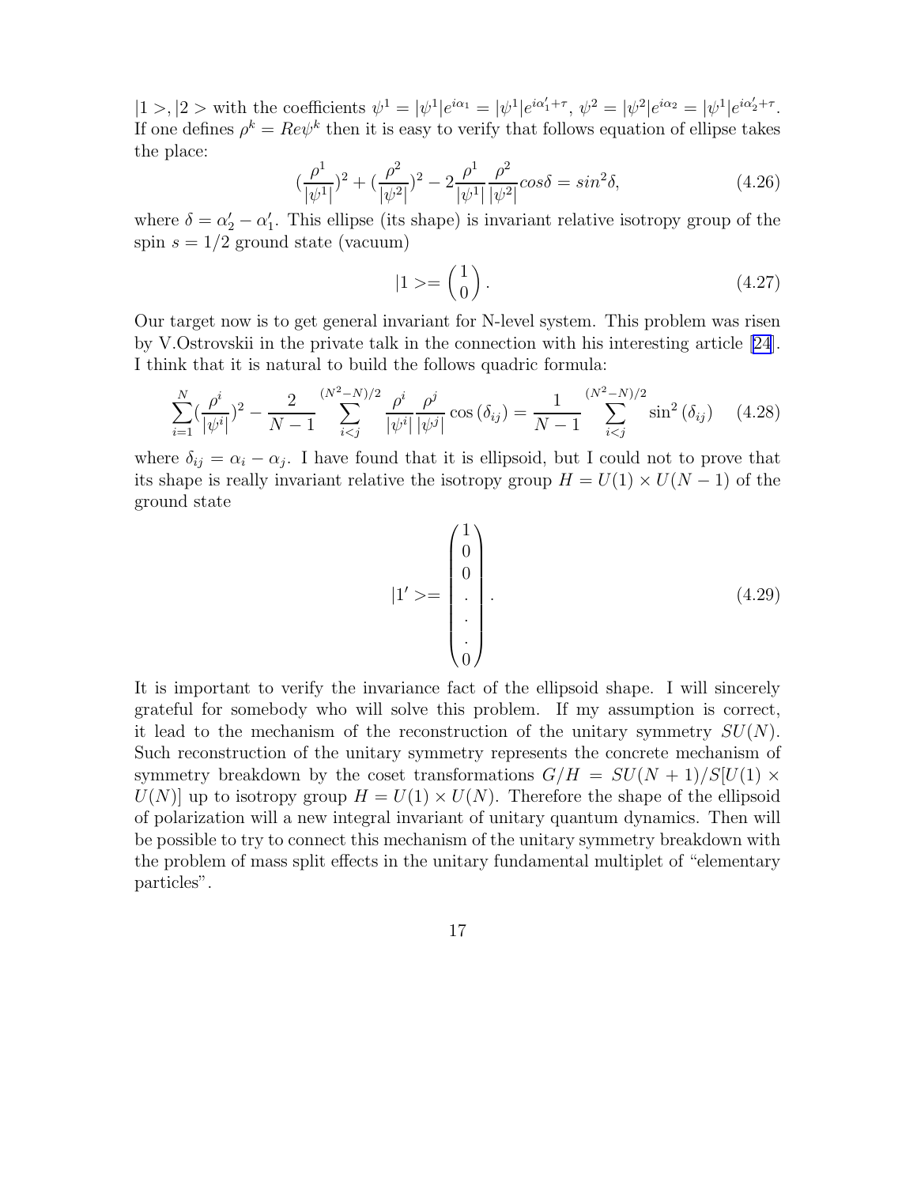$|1>, |2>$ with the coefficients $\psi^1 = |\psi^1|e^{i\alpha_1} = |\psi^1|e^{i\alpha'_1+\tau}$, $\psi^2 = |\psi^2|e^{i\alpha_2} = |\psi^1|e^{i\alpha'_2+\tau}$. If one defines $\rho^k = Re\psi^k$ then it is easy to verify that follows equation of ellipse takes the place:

$$(\frac{\rho^1}{|\psi^1|})^2 + (\frac{\rho^2}{|\psi^2|})^2 - 2\frac{\rho^1}{|\psi^1|}\frac{\rho^2}{|\psi^2|}cos\delta = sin^2\delta, \tag{4.26}$$

where $\delta = \alpha'_2 - \alpha'_1$. This ellipse (its shape) is invariant relative isotropy group of the spin $s = 1/2$ ground state (vacuum)

$$|1> = \begin{pmatrix} 1 \\ 0 \end{pmatrix}. \tag{4.27}$$

Our target now is to get general invariant for N-level system. This problem was risen by V.Ostrovskii in the private talk in the connection with his interesting article [24]. I think that it is natural to build the follows quadric formula:

$$\sum_{i=1}^{N}(\frac{\rho^i}{|\psi^i|})^2 - \frac{2}{N-1}\sum_{i<j}^{(N^2-N)/2}\frac{\rho^i}{|\psi^i|}\frac{\rho^j}{|\psi^j|}\cos(\delta_{ij}) = \frac{1}{N-1}\sum_{i<j}^{(N^2-N)/2}\sin^2(\delta_{ij}) \tag{4.28}$$

where $\delta_{ij} = \alpha_i - \alpha_j$. I have found that it is ellipsoid, but I could not to prove that its shape is really invariant relative the isotropy group $H = U(1) \times U(N-1)$ of the ground state

$$|1'> = \begin{pmatrix} 1 \\ 0 \\ 0 \\ . \\ . \\ . \\ 0 \end{pmatrix}. \tag{4.29}$$

It is important to verify the invariance fact of the ellipsoid shape. I will sincerely grateful for somebody who will solve this problem. If my assumption is correct, it lead to the mechanism of the reconstruction of the unitary symmetry $SU(N)$. Such reconstruction of the unitary symmetry represents the concrete mechanism of symmetry breakdown by the coset transformations $G/H = SU(N+1)/S[U(1) \times U(N)]$ up to isotropy group $H = U(1) \times U(N)$. Therefore the shape of the ellipsoid of polarization will a new integral invariant of unitary quantum dynamics. Then will be possible to try to connect this mechanism of the unitary symmetry breakdown with the problem of mass split effects in the unitary fundamental multiplet of "elementary particles".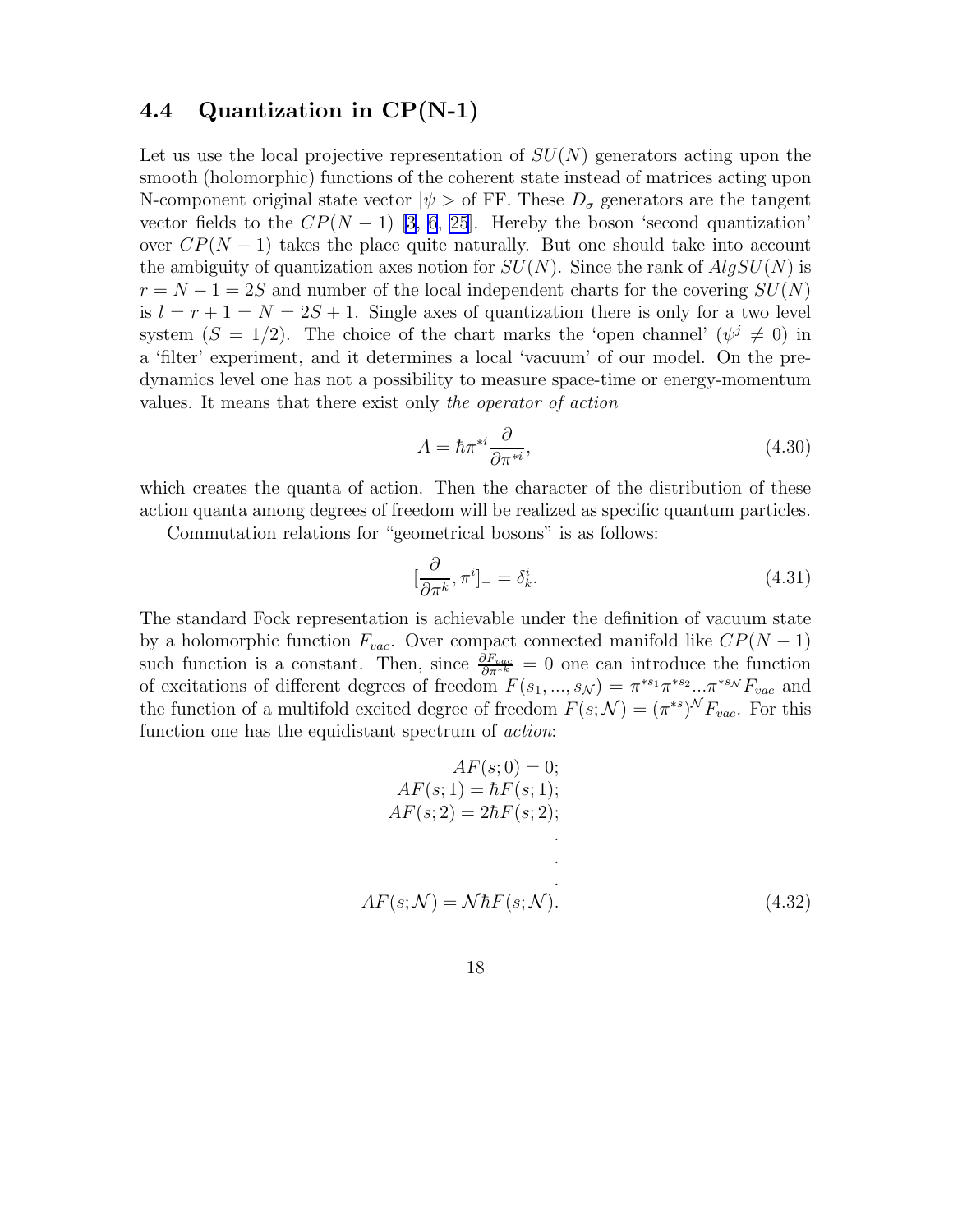### 4.4 Quantization in CP(N-1)

Let us use the local projective representation of $SU(N)$ generators acting upon the smooth (holomorphic) functions of the coherent state instead of matrices acting upon N-component original state vector $|\psi>$ of FF. These $D_\sigma$ generators are the tangent vector fields to the $CP(N-1)$ [3, 6, 25]. Hereby the boson 'second quantization' over $CP(N-1)$ takes the place quite naturally. But one should take into account the ambiguity of quantization axes notion for $SU(N)$. Since the rank of $AlgSU(N)$ is $r = N-1 = 2S$ and number of the local independent charts for the covering $SU(N)$ is $l = r+1 = N = 2S+1$. Single axes of quantization there is only for a two level system ($S = 1/2$). The choice of the chart marks the 'open channel' ($\psi^j \neq 0$) in a 'filter' experiment, and it determines a local 'vacuum' of our model. On the pre-dynamics level one has not a possibility to measure space-time or energy-momentum values. It means that there exist only *the operator of action*

$$A = \hbar \pi^{*i} \frac{\partial}{\partial \pi^{*i}}, \tag{4.30}$$

which creates the quanta of action. Then the character of the distribution of these action quanta among degrees of freedom will be realized as specific quantum particles.

Commutation relations for "geometrical bosons" is as follows:

$$[\frac{\partial}{\partial \pi^k}, \pi^i]_- = \delta^i_k. \tag{4.31}$$

The standard Fock representation is achievable under the definition of vacuum state by a holomorphic function $F_{vac}$. Over compact connected manifold like $CP(N-1)$ such function is a constant. Then, since $\frac{\partial F_{vac}}{\partial \pi^{*k}} = 0$ one can introduce the function of excitations of different degrees of freedom $F(s_1, ..., s_{\mathcal{N}}) = \pi^{*s_1} \pi^{*s_2} ... \pi^{*s_{\mathcal{N}}} F_{vac}$ and the function of a multifold excited degree of freedom $F(s; \mathcal{N}) = (\pi^{*s})^{\mathcal{N}} F_{vac}$. For this function one has the equidistant spectrum of *action*:

$$\begin{aligned}
AF(s;0) &= 0; \\
AF(s;1) &= \hbar F(s;1); \\
AF(s;2) &= 2\hbar F(s;2); \\
&\;\;. \\
&\;\;. \\
&\;\;. \\
AF(s;\mathcal{N}) &= \mathcal{N}\hbar F(s;\mathcal{N}).
\end{aligned} \tag{4.32}$$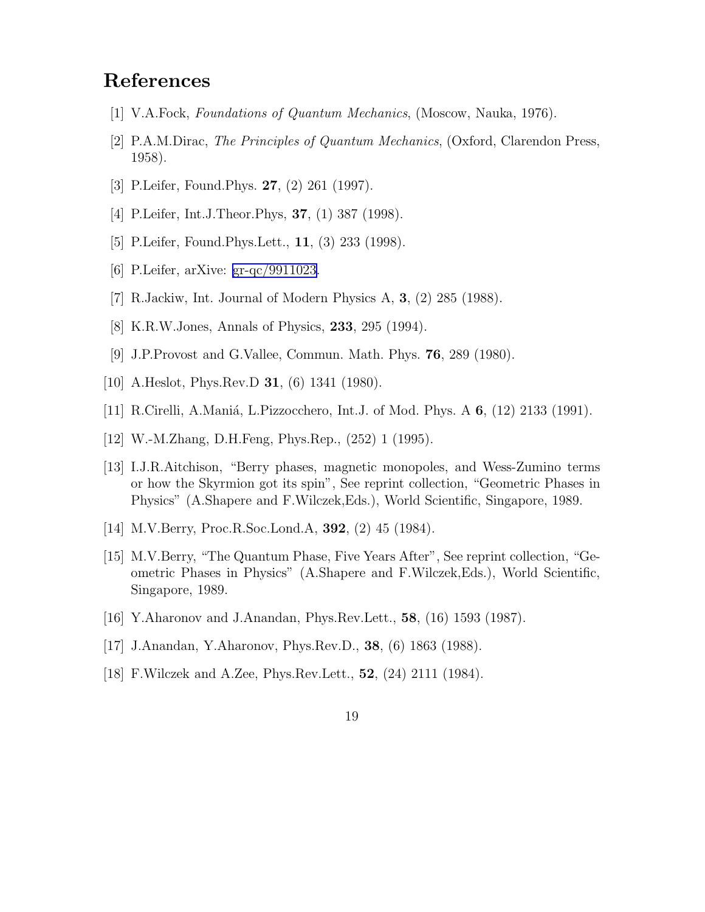## References

[1] V.A.Fock, *Foundations of Quantum Mechanics*, (Moscow, Nauka, 1976).

[2] P.A.M.Dirac, *The Principles of Quantum Mechanics*, (Oxford, Clarendon Press, 1958).

[3] P.Leifer, Found.Phys. **27**, (2) 261 (1997).

[4] P.Leifer, Int.J.Theor.Phys, **37**, (1) 387 (1998).

[5] P.Leifer, Found.Phys.Lett., **11**, (3) 233 (1998).

[6] P.Leifer, arXive: gr-qc/9911023.

[7] R.Jackiw, Int. Journal of Modern Physics A, **3**, (2) 285 (1988).

[8] K.R.W.Jones, Annals of Physics, **233**, 295 (1994).

[9] J.P.Provost and G.Vallee, Commun. Math. Phys. **76**, 289 (1980).

[10] A.Heslot, Phys.Rev.D **31**, (6) 1341 (1980).

[11] R.Cirelli, A.Maniá, L.Pizzocchero, Int.J. of Mod. Phys. A **6**, (12) 2133 (1991).

[12] W.-M.Zhang, D.H.Feng, Phys.Rep., (252) 1 (1995).

[13] I.J.R.Aitchison, "Berry phases, magnetic monopoles, and Wess-Zumino terms or how the Skyrmion got its spin", See reprint collection, "Geometric Phases in Physics" (A.Shapere and F.Wilczek,Eds.), World Scientific, Singapore, 1989.

[14] M.V.Berry, Proc.R.Soc.Lond.A, **392**, (2) 45 (1984).

[15] M.V.Berry, "The Quantum Phase, Five Years After", See reprint collection, "Geometric Phases in Physics" (A.Shapere and F.Wilczek,Eds.), World Scientific, Singapore, 1989.

[16] Y.Aharonov and J.Anandan, Phys.Rev.Lett., **58**, (16) 1593 (1987).

[17] J.Anandan, Y.Aharonov, Phys.Rev.D., **38**, (6) 1863 (1988).

[18] F.Wilczek and A.Zee, Phys.Rev.Lett., **52**, (24) 2111 (1984).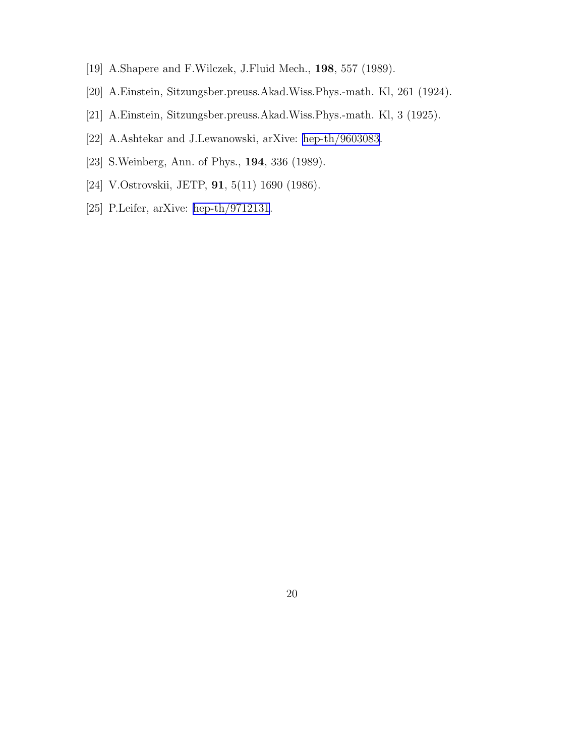[19] A.Shapere and F.Wilczek, J.Fluid Mech., **198**, 557 (1989).

[20] A.Einstein, Sitzungsber.preuss.Akad.Wiss.Phys.-math. Kl, 261 (1924).

[21] A.Einstein, Sitzungsber.preuss.Akad.Wiss.Phys.-math. Kl, 3 (1925).

[22] A.Ashtekar and J.Lewanowski, arXive: hep-th/9603083.

[23] S.Weinberg, Ann. of Phys., **194**, 336 (1989).

[24] V.Ostrovskii, JETP, **91**, 5(11) 1690 (1986).

[25] P.Leifer, arXive: hep-th/9712131.